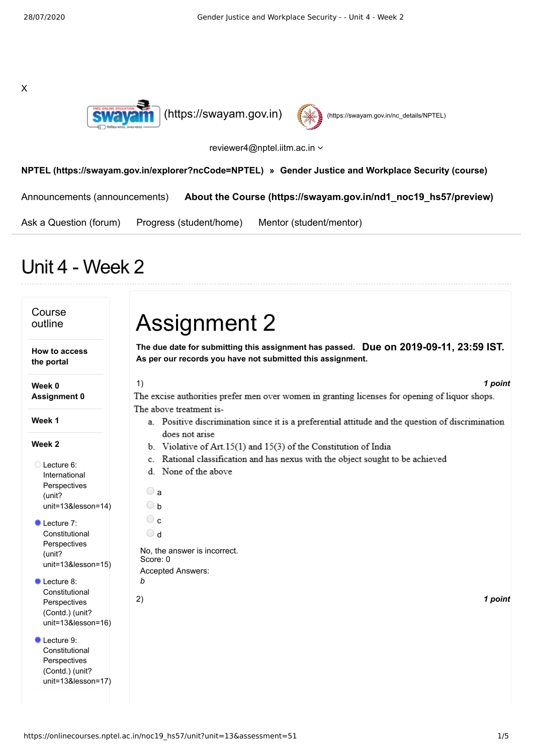X

(https://swayam.gov.in)

(https://swayam.gov.in/nc_details/NPTEL)

reviewer4@nptel.iitm.ac.in

**NPTEL (https://swayam.gov.in/explorer?ncCode=NPTEL)** » **Gender Justice and Workplace Security (course)**

Announcements (announcements) **About the Course (https://swayam.gov.in/nd1_noc19_hs57/preview)**

Ask a Question (forum) Progress (student/home) Mentor (student/mentor)

# Unit 4 - Week 2

## Course outline

**How to access the portal**

**Week 0 Assignment 0**

**Week 1**

**Week 2**

- Lecture 6: International Perspectives (unit?unit=13&lesson=14)
- Lecture 7: Constitutional Perspectives (unit?unit=13&lesson=15)
- Lecture 8: Constitutional Perspectives (Contd.) (unit?unit=13&lesson=16)
- Lecture 9: Constitutional Perspectives (Contd.) (unit?unit=13&lesson=17)

# Assignment 2

**The due date for submitting this assignment has passed.** **Due on 2019-09-11, 23:59 IST.**
**As per our records you have not submitted this assignment.**

1) *1 point*

The excise authorities prefer men over women in granting licenses for opening of liquor shops. The above treatment is-

a. Positive discrimination since it is a preferential attitude and the question of discrimination does not arise
b. Violative of Art.15(1) and 15(3) of the Constitution of India
c. Rational classification and has nexus with the object sought to be achieved
d. None of the above

- a
- b
- c
- d

No, the answer is incorrect.
Score: 0

Accepted Answers:
*b*

2) *1 point*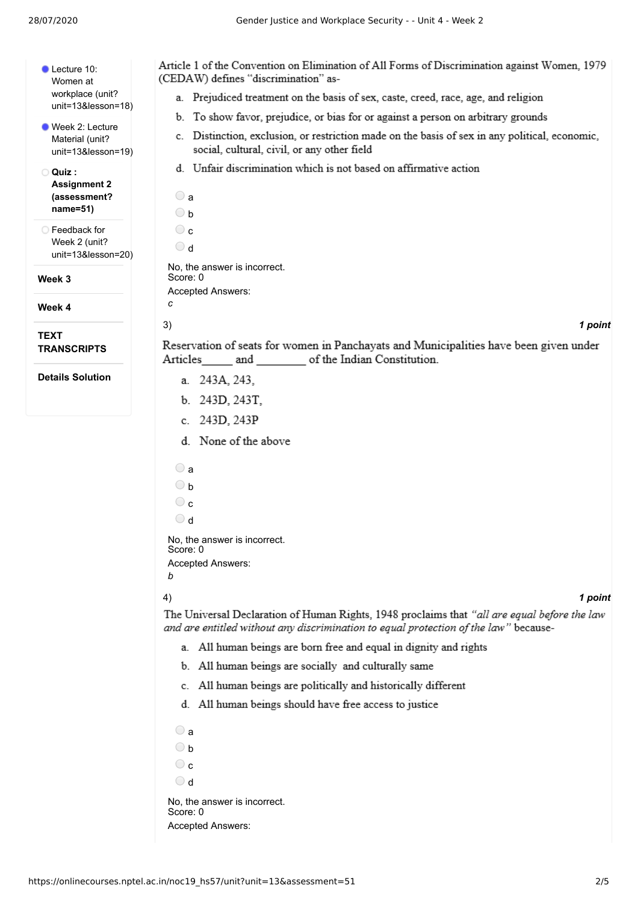- Lecture 10: Women at workplace (unit?unit=13&lesson=18)
- Week 2: Lecture Material (unit?unit=13&lesson=19)
- **Quiz : Assignment 2 (assessment?name=51)**
- Feedback for Week 2 (unit?unit=13&lesson=20)

**Week 3**

**Week 4**

**TEXT TRANSCRIPTS**

**Details Solution**

Article 1 of the Convention on Elimination of All Forms of Discrimination against Women, 1979 (CEDAW) defines "discrimination" as-

a. Prejudiced treatment on the basis of sex, caste, creed, race, age, and religion
b. To show favor, prejudice, or bias for or against a person on arbitrary grounds
c. Distinction, exclusion, or restriction made on the basis of sex in any political, economic, social, cultural, civil, or any other field
d. Unfair discrimination which is not based on affirmative action

- a
- b
- c
- d

No, the answer is incorrect.
Score: 0

Accepted Answers:
*c*

3) *1 point*

Reservation of seats for women in Panchayats and Municipalities have been given under Articles_____ and ________ of the Indian Constitution.

a. 243A, 243,
b. 243D, 243T,
c. 243D, 243P
d. None of the above

- a
- b
- c
- d

No, the answer is incorrect.
Score: 0

Accepted Answers:
*b*

4) *1 point*

The Universal Declaration of Human Rights, 1948 proclaims that *"all are equal before the law and are entitled without any discrimination to equal protection of the law"* because-

a. All human beings are born free and equal in dignity and rights
b. All human beings are socially and culturally same
c. All human beings are politically and historically different
d. All human beings should have free access to justice

- a
- b
- c
- d

No, the answer is incorrect.
Score: 0

Accepted Answers: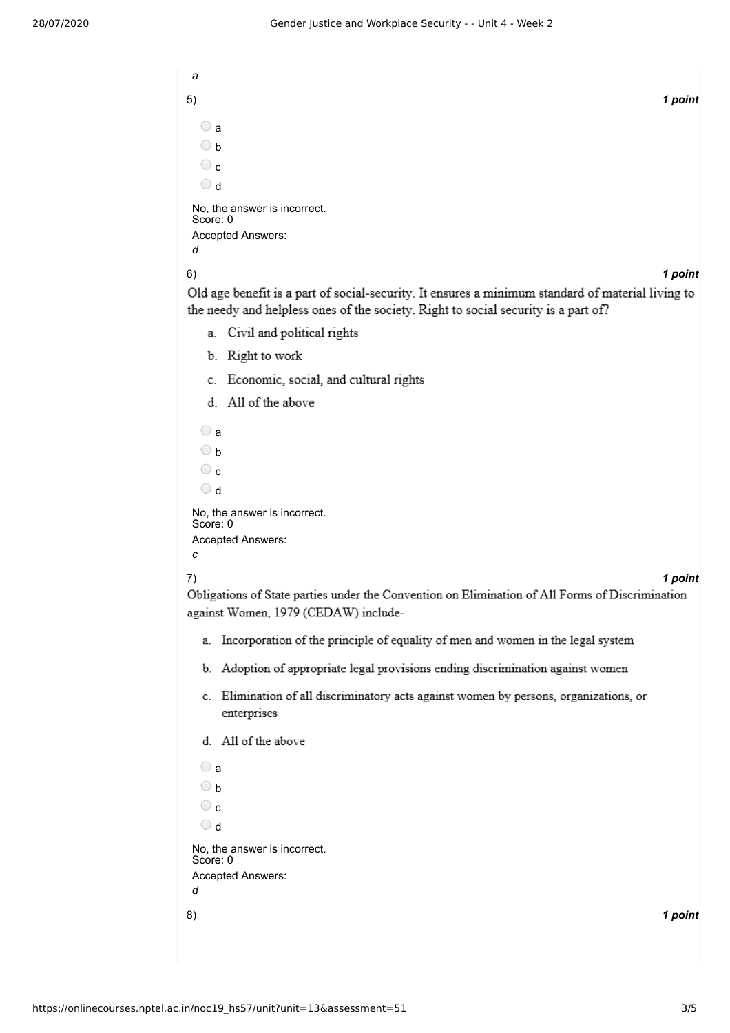*a*

5) **1 point**

- a
- b
- c
- d

No, the answer is incorrect.
Score: 0

Accepted Answers:
*d*

6) **1 point**

Old age benefit is a part of social-security. It ensures a minimum standard of material living to the needy and helpless ones of the society. Right to social security is a part of?

a. Civil and political rights

b. Right to work

c. Economic, social, and cultural rights

d. All of the above

- a
- b
- c
- d

No, the answer is incorrect.
Score: 0

Accepted Answers:
*c*

7) **1 point**

Obligations of State parties under the Convention on Elimination of All Forms of Discrimination against Women, 1979 (CEDAW) include-

a. Incorporation of the principle of equality of men and women in the legal system

b. Adoption of appropriate legal provisions ending discrimination against women

c. Elimination of all discriminatory acts against women by persons, organizations, or enterprises

d. All of the above

- a
- b
- c
- d

No, the answer is incorrect.
Score: 0

Accepted Answers:
*d*

8) **1 point**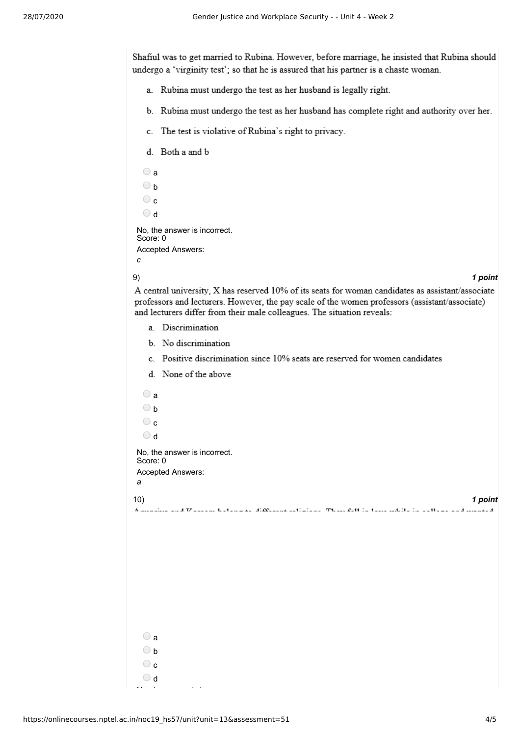Shafiul was to get married to Rubina. However, before marriage, he insisted that Rubina should undergo a 'virginity test'; so that he is assured that his partner is a chaste woman.

a. Rubina must undergo the test as her husband is legally right.

b. Rubina must undergo the test as her husband has complete right and authority over her.

c. The test is violative of Rubina's right to privacy.

d. Both a and b

- a
- b
- c
- d

No, the answer is incorrect.
Score: 0

Accepted Answers:
*c*

9) ***1 point***

A central university, X has reserved 10% of its seats for woman candidates as assistant/associate professors and lecturers. However, the pay scale of the women professors (assistant/associate) and lecturers differ from their male colleagues. The situation reveals:

a. Discrimination

b. No discrimination

c. Positive discrimination since 10% seats are reserved for women candidates

d. None of the above

- a
- b
- c
- d

No, the answer is incorrect.
Score: 0

Accepted Answers:
*a*

10) ***1 point***

- a
- b
- c
- d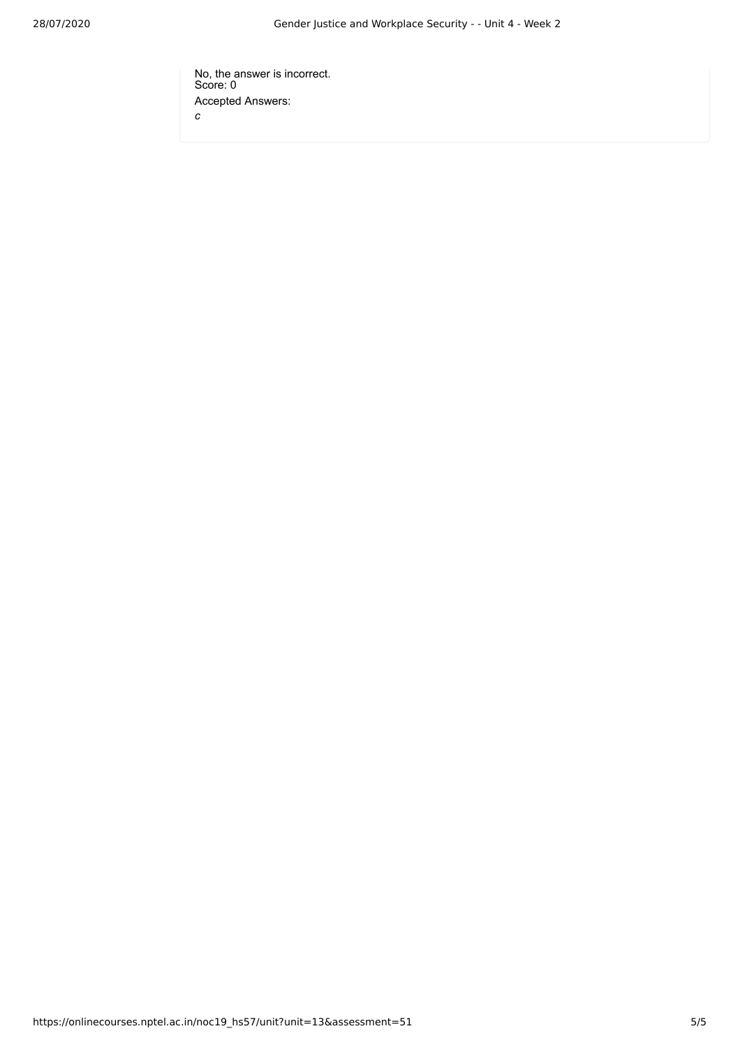No, the answer is incorrect.
Score: 0
Accepted Answers:
*c*